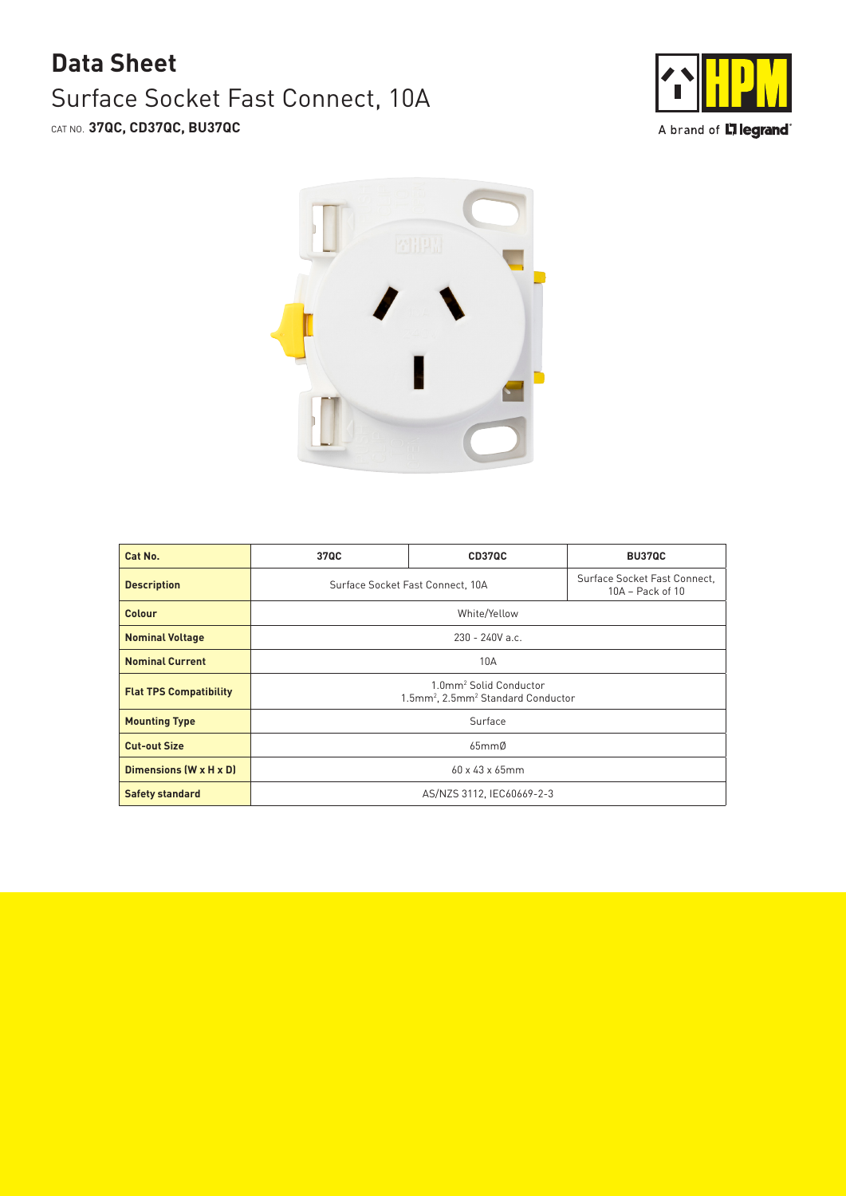# Data Sheet

## Surface Socket Fast Connect, 10A

CAT NO. **37QC, CD37QC, BU37QC**

A brand of legrand

| Cat No. | 37QC | CD37QC | BU37QC |
|---|---|---|---|
| Description | Surface Socket Fast Connect, 10A | | Surface Socket Fast Connect, 10A – Pack of 10 |
| Colour | White/Yellow | | |
| Nominal Voltage | 230 - 240V a.c. | | |
| Nominal Current | 10A | | |
| Flat TPS Compatibility | 1.0mm$^2$ Solid Conductor<br>1.5mm$^2$, 2.5mm$^2$ Standard Conductor | | |
| Mounting Type | Surface | | |
| Cut-out Size | 65mmØ | | |
| Dimensions (W x H x D) | 60 x 43 x 65mm | | |
| Safety standard | AS/NZS 3112, IEC60669-2-3 | | |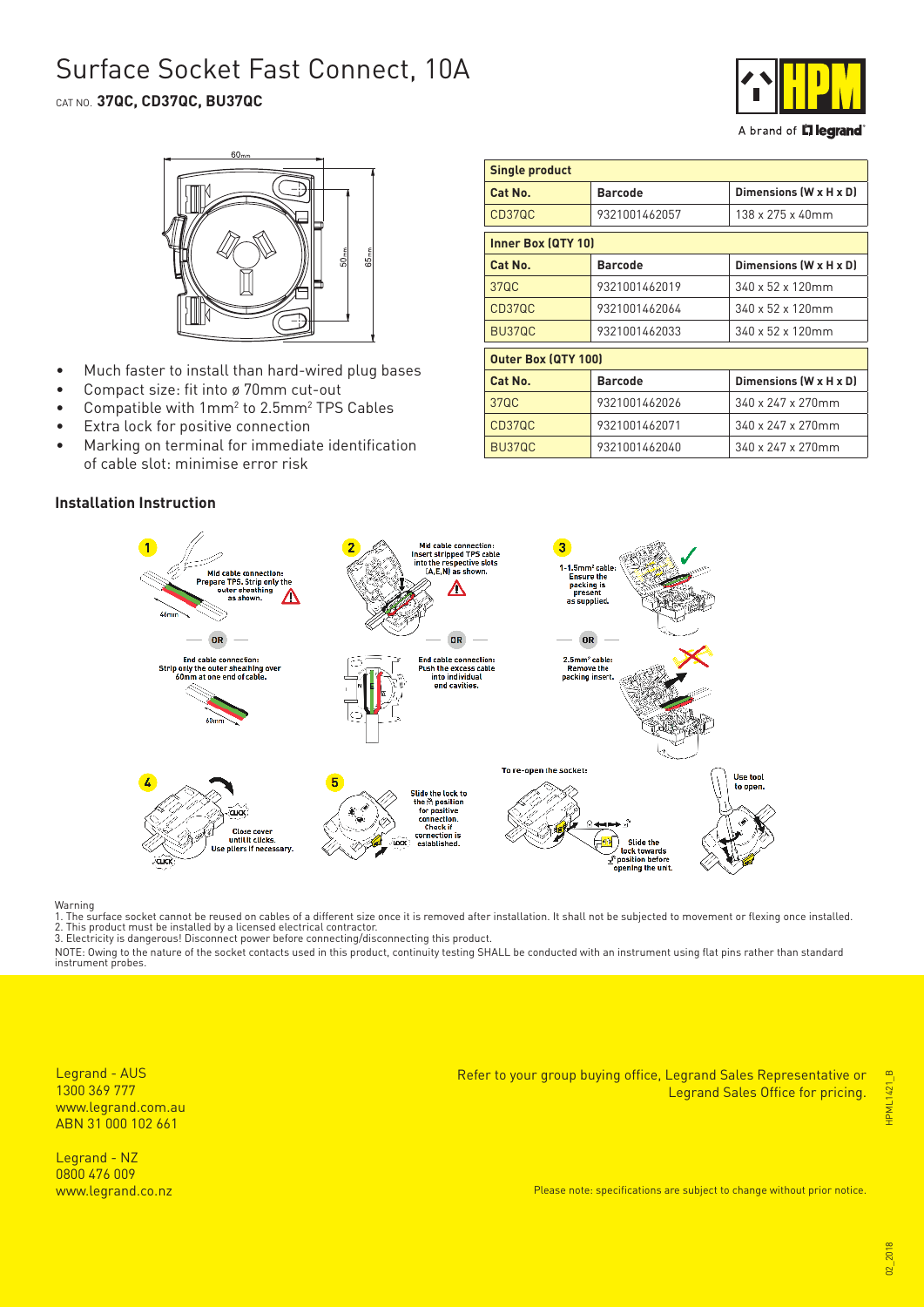# Surface Socket Fast Connect, 10A

CAT NO. **37QC, CD37QC, BU37QC**

A brand of legrand

60mm
50mm
65mm

- Much faster to install than hard-wired plug bases
- Compact size: fit into ø 70mm cut-out
- Compatible with $1mm^2$ to $2.5mm^2$ TPS Cables
- Extra lock for positive connection
- Marking on terminal for immediate identification of cable slot: minimise error risk

| **Single product** | | |
|---|---|---|
| **Cat No.** | **Barcode** | **Dimensions (W x H x D)** |
| CD37QC | 9321001462057 | 138 x 275 x 40mm |

| **Inner Box (QTY 10)** | | |
|---|---|---|
| **Cat No.** | **Barcode** | **Dimensions (W x H x D)** |
| 37QC | 9321001462019 | 340 x 52 x 120mm |
| CD37QC | 9321001462064 | 340 x 52 x 120mm |
| BU37QC | 9321001462033 | 340 x 52 x 120mm |

| **Outer Box (QTY 100)** | | |
|---|---|---|
| **Cat No.** | **Barcode** | **Dimensions (W x H x D)** |
| 37QC | 9321001462026 | 340 x 247 x 270mm |
| CD37QC | 9321001462071 | 340 x 247 x 270mm |
| BU37QC | 9321001462040 | 340 x 247 x 270mm |

## Installation Instruction

1 Mid cable connection: Prepare TPS. Strip only the outer sheathing as shown.
46mm
OR
End cable connection: Strip only the outer sheathing over 60mm at one end of cable.
60mm

2 Mid cable connection: Insert stripped TPS cable into the respective slots (A,E,N) as shown.
OR
End cable connection: Push the excess cable into individual end cavities.

3 1-1.5mm² cable: Ensure the packing is present as supplied.
OR
2.5mm² cable: Remove the packing insert.

4 Close cover until it clicks. Use pliers if necessary.
CLICK

5 Slide the lock to the position for positive connection. Check if connection is established.
LOCK

To re-open the socket:
Slide the lock towards position before opening the unit.
Use tool to open.

Warning
1. The surface socket cannot be reused on cables of a different size once it is removed after installation. It shall not be subjected to movement or flexing once installed.
2. This product must be installed by a licensed electrical contractor.
3. Electricity is dangerous! Disconnect power before connecting/disconnecting this product.

NOTE: Owing to the nature of the socket contacts used in this product, continuity testing SHALL be conducted with an instrument using flat pins rather than standard instrument probes.

Legrand - AUS
1300 369 777
www.legrand.com.au
ABN 31 000 102 661

Legrand - NZ
0800 476 009
www.legrand.co.nz

Refer to your group buying office, Legrand Sales Representative or Legrand Sales Office for pricing.

Please note: specifications are subject to change without prior notice.

HPML1421_B

02_2018